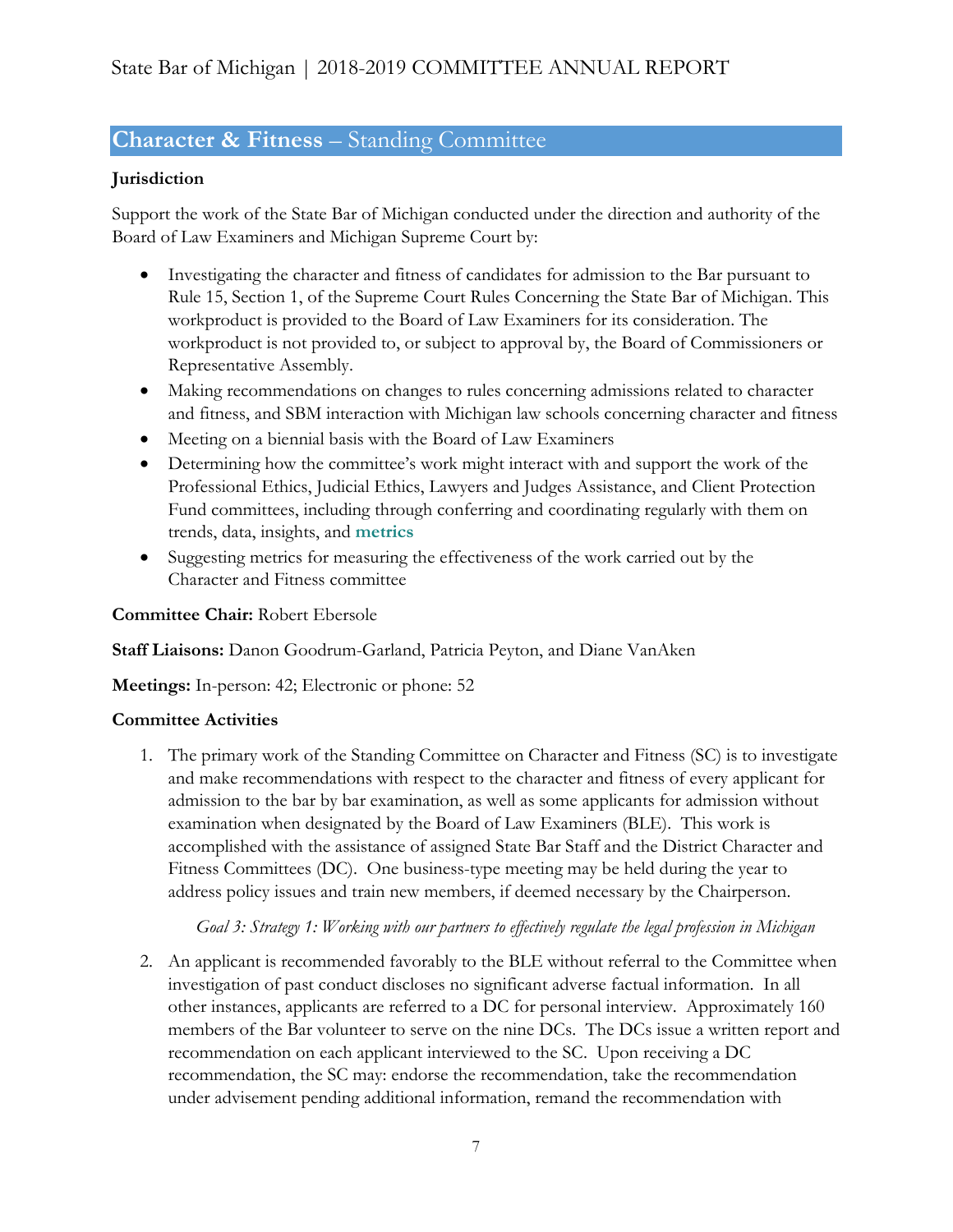## **Character & Fitness** – Standing Committee

**Jurisdiction**

Support the work of the State Bar of Michigan conducted under the direction and authority of the Board of Law Examiners and Michigan Supreme Court by:

- Investigating the character and fitness of candidates for admission to the Bar pursuant to Rule 15, Section 1, of the Supreme Court Rules Concerning the State Bar of Michigan. This workproduct is provided to the Board of Law Examiners for its consideration. The workproduct is not provided to, or subject to approval by, the Board of Commissioners or Representative Assembly.
- Making recommendations on changes to rules concerning admissions related to character and fitness, and SBM interaction with Michigan law schools concerning character and fitness
- Meeting on a biennial basis with the Board of Law Examiners
- Determining how the committee's work might interact with and support the work of the Professional Ethics, Judicial Ethics, Lawyers and Judges Assistance, and Client Protection Fund committees, including through conferring and coordinating regularly with them on trends, data, insights, and **metrics**
- Suggesting metrics for measuring the effectiveness of the work carried out by the Character and Fitness committee

**Committee Chair:** Robert Ebersole

**Staff Liaisons:** Danon Goodrum-Garland, Patricia Peyton, and Diane VanAken

**Meetings:** In-person: 42; Electronic or phone: 52

**Committee Activities**

1. The primary work of the Standing Committee on Character and Fitness (SC) is to investigate and make recommendations with respect to the character and fitness of every applicant for admission to the bar by bar examination, as well as some applicants for admission without examination when designated by the Board of Law Examiners (BLE). This work is accomplished with the assistance of assigned State Bar Staff and the District Character and Fitness Committees (DC). One business-type meeting may be held during the year to address policy issues and train new members, if deemed necessary by the Chairperson.

   *Goal 3: Strategy 1: Working with our partners to effectively regulate the legal profession in Michigan*

2. An applicant is recommended favorably to the BLE without referral to the Committee when investigation of past conduct discloses no significant adverse factual information. In all other instances, applicants are referred to a DC for personal interview. Approximately 160 members of the Bar volunteer to serve on the nine DCs. The DCs issue a written report and recommendation on each applicant interviewed to the SC. Upon receiving a DC recommendation, the SC may: endorse the recommendation, take the recommendation under advisement pending additional information, remand the recommendation with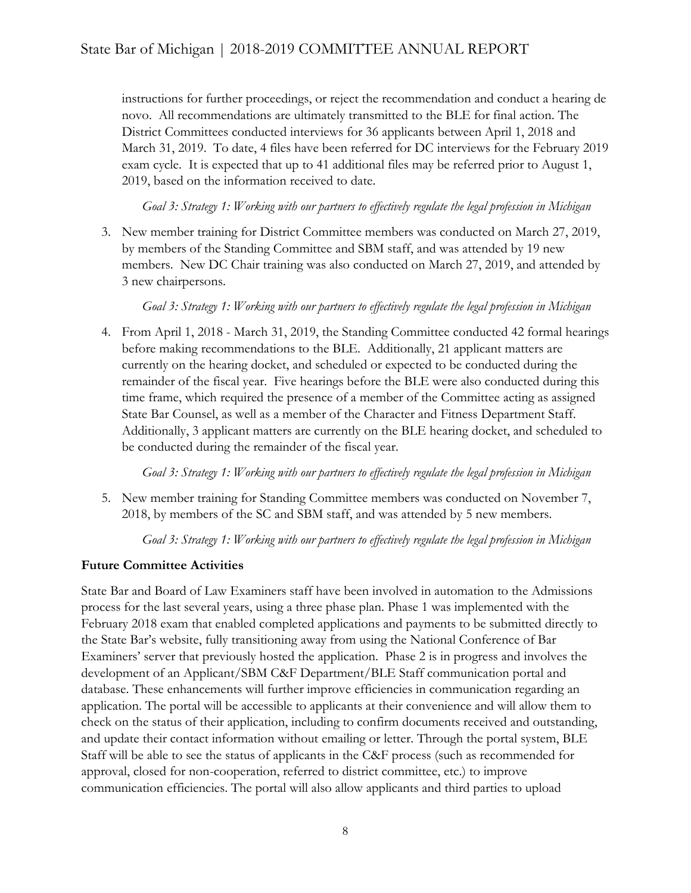instructions for further proceedings, or reject the recommendation and conduct a hearing de novo. All recommendations are ultimately transmitted to the BLE for final action. The District Committees conducted interviews for 36 applicants between April 1, 2018 and March 31, 2019. To date, 4 files have been referred for DC interviews for the February 2019 exam cycle. It is expected that up to 41 additional files may be referred prior to August 1, 2019, based on the information received to date.

*Goal 3: Strategy 1: Working with our partners to effectively regulate the legal profession in Michigan*

3. New member training for District Committee members was conducted on March 27, 2019, by members of the Standing Committee and SBM staff, and was attended by 19 new members. New DC Chair training was also conducted on March 27, 2019, and attended by 3 new chairpersons.

   *Goal 3: Strategy 1: Working with our partners to effectively regulate the legal profession in Michigan*

4. From April 1, 2018 - March 31, 2019, the Standing Committee conducted 42 formal hearings before making recommendations to the BLE. Additionally, 21 applicant matters are currently on the hearing docket, and scheduled or expected to be conducted during the remainder of the fiscal year. Five hearings before the BLE were also conducted during this time frame, which required the presence of a member of the Committee acting as assigned State Bar Counsel, as well as a member of the Character and Fitness Department Staff. Additionally, 3 applicant matters are currently on the BLE hearing docket, and scheduled to be conducted during the remainder of the fiscal year.

   *Goal 3: Strategy 1: Working with our partners to effectively regulate the legal profession in Michigan*

5. New member training for Standing Committee members was conducted on November 7, 2018, by members of the SC and SBM staff, and was attended by 5 new members.

   *Goal 3: Strategy 1: Working with our partners to effectively regulate the legal profession in Michigan*

**Future Committee Activities**

State Bar and Board of Law Examiners staff have been involved in automation to the Admissions process for the last several years, using a three phase plan. Phase 1 was implemented with the February 2018 exam that enabled completed applications and payments to be submitted directly to the State Bar's website, fully transitioning away from using the National Conference of Bar Examiners' server that previously hosted the application. Phase 2 is in progress and involves the development of an Applicant/SBM C&F Department/BLE Staff communication portal and database. These enhancements will further improve efficiencies in communication regarding an application. The portal will be accessible to applicants at their convenience and will allow them to check on the status of their application, including to confirm documents received and outstanding, and update their contact information without emailing or letter. Through the portal system, BLE Staff will be able to see the status of applicants in the C&F process (such as recommended for approval, closed for non-cooperation, referred to district committee, etc.) to improve communication efficiencies. The portal will also allow applicants and third parties to upload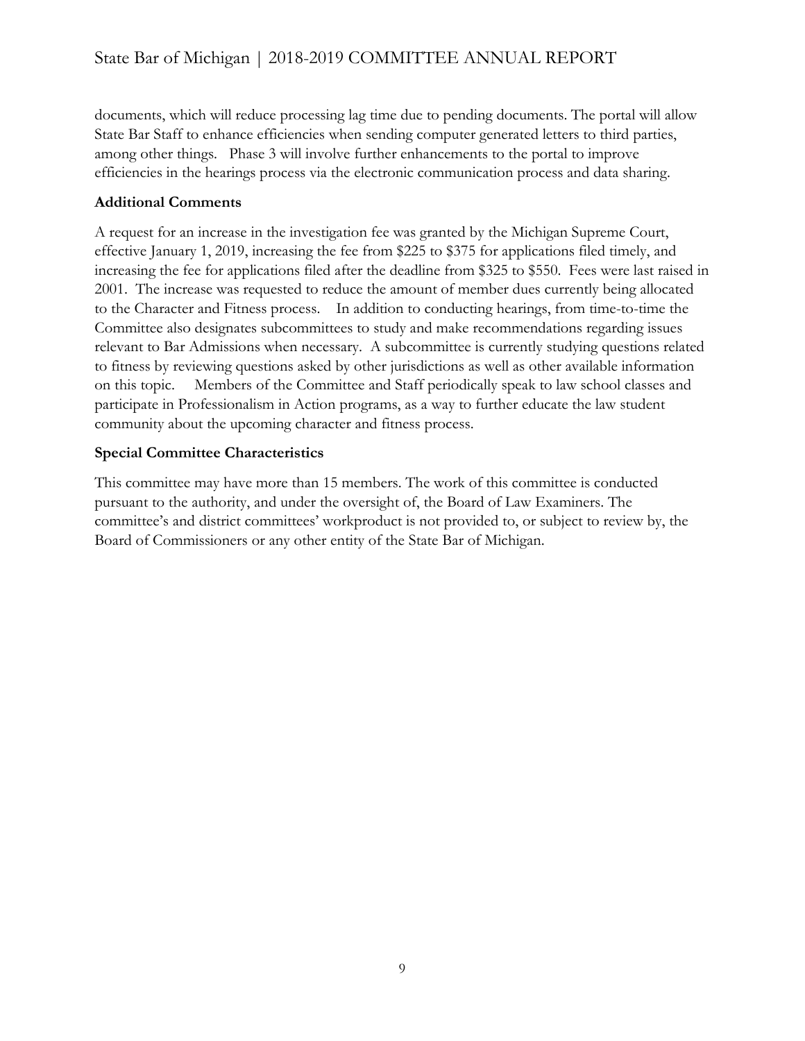documents, which will reduce processing lag time due to pending documents. The portal will allow State Bar Staff to enhance efficiencies when sending computer generated letters to third parties, among other things. Phase 3 will involve further enhancements to the portal to improve efficiencies in the hearings process via the electronic communication process and data sharing.

**Additional Comments**

A request for an increase in the investigation fee was granted by the Michigan Supreme Court, effective January 1, 2019, increasing the fee from $225 to $375 for applications filed timely, and increasing the fee for applications filed after the deadline from $325 to $550. Fees were last raised in 2001. The increase was requested to reduce the amount of member dues currently being allocated to the Character and Fitness process. In addition to conducting hearings, from time-to-time the Committee also designates subcommittees to study and make recommendations regarding issues relevant to Bar Admissions when necessary. A subcommittee is currently studying questions related to fitness by reviewing questions asked by other jurisdictions as well as other available information on this topic. Members of the Committee and Staff periodically speak to law school classes and participate in Professionalism in Action programs, as a way to further educate the law student community about the upcoming character and fitness process.

**Special Committee Characteristics**

This committee may have more than 15 members. The work of this committee is conducted pursuant to the authority, and under the oversight of, the Board of Law Examiners. The committee's and district committees' workproduct is not provided to, or subject to review by, the Board of Commissioners or any other entity of the State Bar of Michigan.